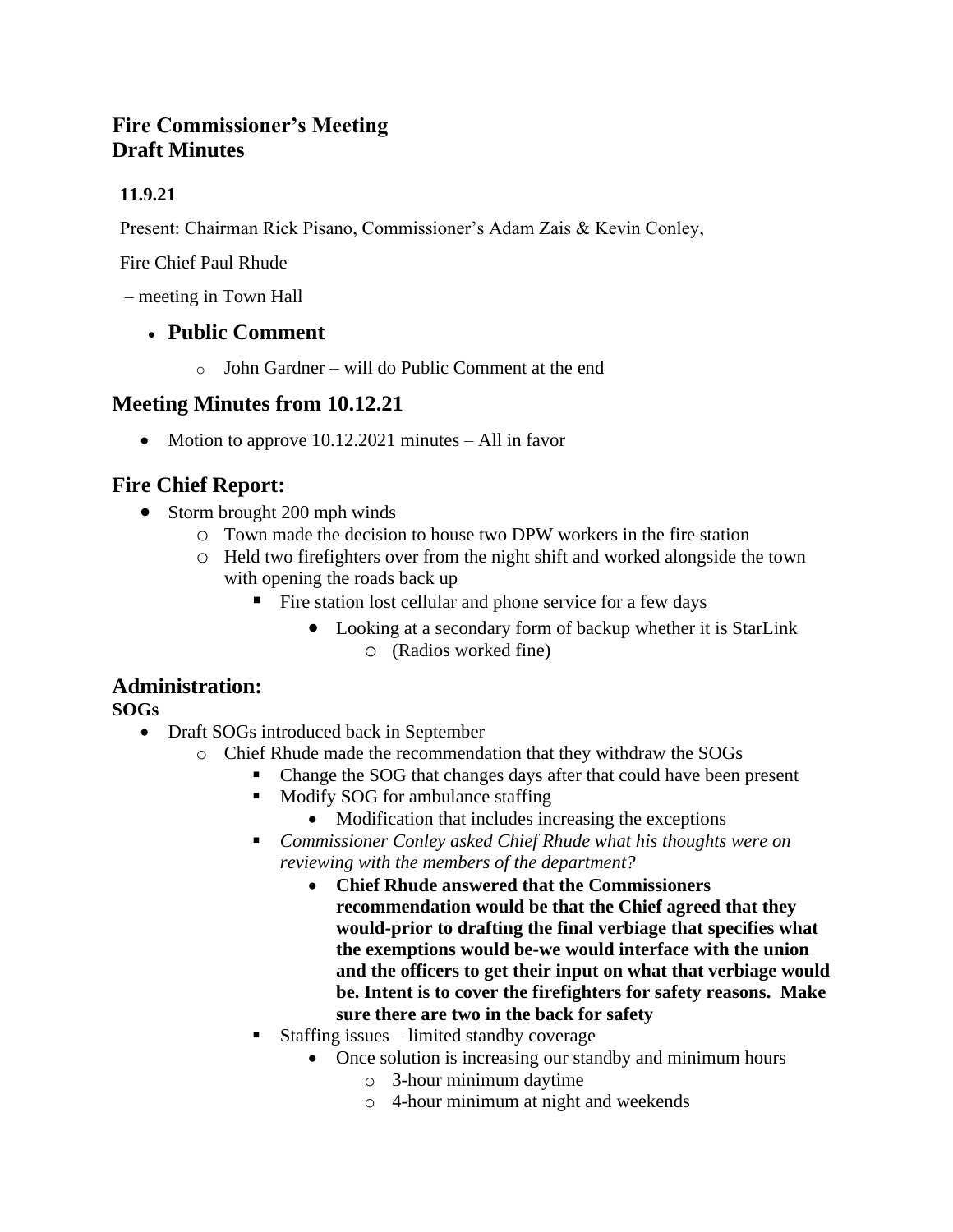# Fire Commissioner's Meeting
# Draft Minutes

**11.9.21**

Present: Chairman Rick Pisano, Commissioner's Adam Zais & Kevin Conley,

Fire Chief Paul Rhude

– meeting in Town Hall

- ## Public Comment
  - John Gardner – will do Public Comment at the end

## Meeting Minutes from 10.12.21

- Motion to approve 10.12.2021 minutes – All in favor

## Fire Chief Report:

- Storm brought 200 mph winds
  - Town made the decision to house two DPW workers in the fire station
  - Held two firefighters over from the night shift and worked alongside the town with opening the roads back up
    - Fire station lost cellular and phone service for a few days
      - Looking at a secondary form of backup whether it is StarLink
        - (Radios worked fine)

## Administration:

**SOGs**

- Draft SOGs introduced back in September
  - Chief Rhude made the recommendation that they withdraw the SOGs
    - Change the SOG that changes days after that could have been present
    - Modify SOG for ambulance staffing
      - Modification that includes increasing the exceptions
    - *Commissioner Conley asked Chief Rhude what his thoughts were on reviewing with the members of the department?*
      - **Chief Rhude answered that the Commissioners recommendation would be that the Chief agreed that they would-prior to drafting the final verbiage that specifies what the exemptions would be-we would interface with the union and the officers to get their input on what that verbiage would be. Intent is to cover the firefighters for safety reasons. Make sure there are two in the back for safety**
    - Staffing issues – limited standby coverage
      - Once solution is increasing our standby and minimum hours
        - 3-hour minimum daytime
        - 4-hour minimum at night and weekends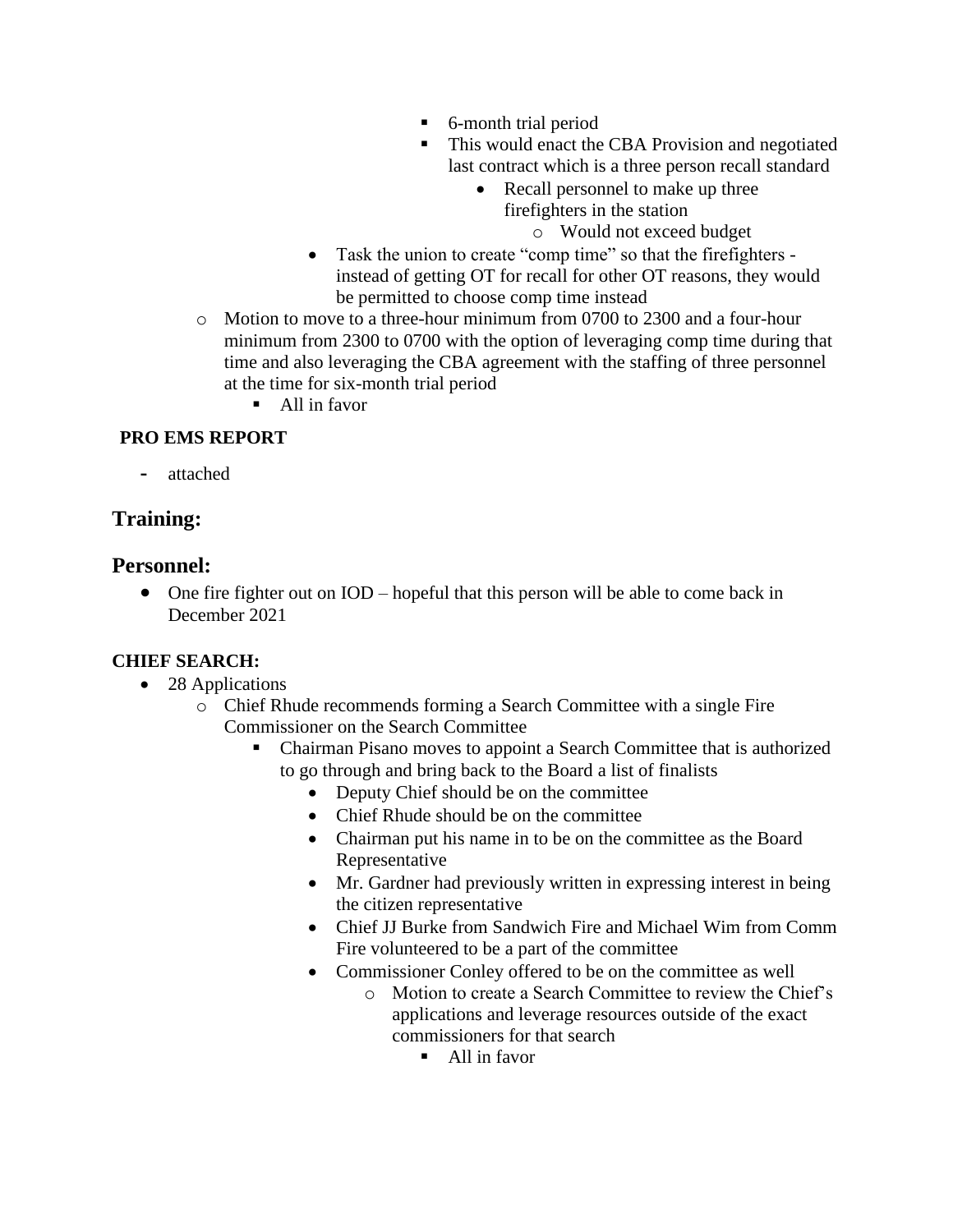- 6-month trial period
        - This would enact the CBA Provision and negotiated last contract which is a three person recall standard
          - Recall personnel to make up three firefighters in the station
            - Would not exceed budget
      - Task the union to create "comp time" so that the firefighters - instead of getting OT for recall for other OT reasons, they would be permitted to choose comp time instead
  - Motion to move to a three-hour minimum from 0700 to 2300 and a four-hour minimum from 2300 to 0700 with the option of leveraging comp time during that time and also leveraging the CBA agreement with the staffing of three personnel at the time for six-month trial period
    - All in favor

**PRO EMS REPORT**

- attached

## Training:

## Personnel:

- One fire fighter out on IOD – hopeful that this person will be able to come back in December 2021

**CHIEF SEARCH:**

- 28 Applications
  - Chief Rhude recommends forming a Search Committee with a single Fire Commissioner on the Search Committee
    - Chairman Pisano moves to appoint a Search Committee that is authorized to go through and bring back to the Board a list of finalists
      - Deputy Chief should be on the committee
      - Chief Rhude should be on the committee
      - Chairman put his name in to be on the committee as the Board Representative
      - Mr. Gardner had previously written in expressing interest in being the citizen representative
      - Chief JJ Burke from Sandwich Fire and Michael Wim from Comm Fire volunteered to be a part of the committee
      - Commissioner Conley offered to be on the committee as well
        - Motion to create a Search Committee to review the Chief's applications and leverage resources outside of the exact commissioners for that search
          - All in favor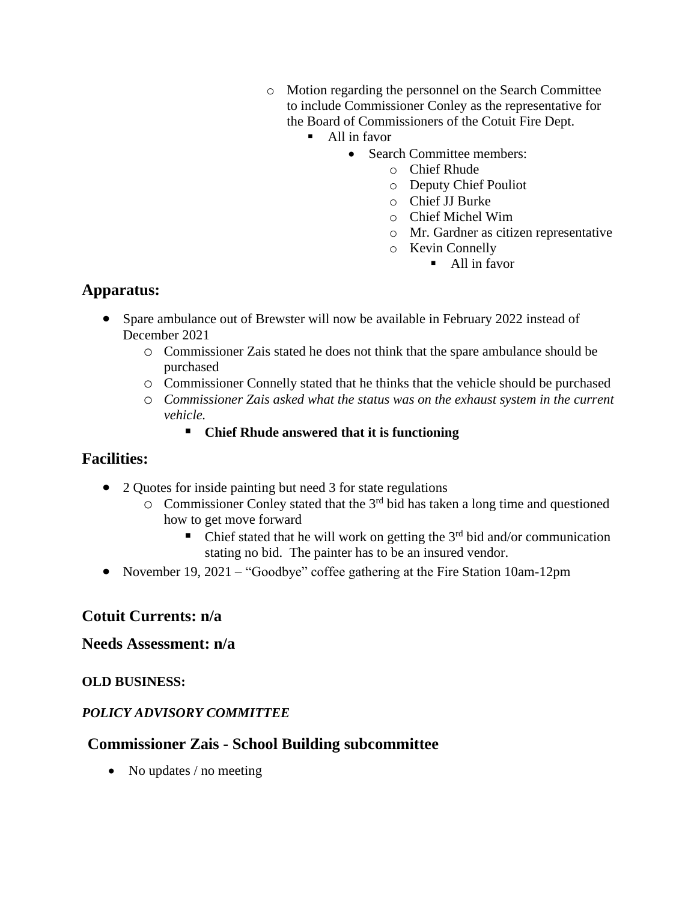- Motion regarding the personnel on the Search Committee to include Commissioner Conley as the representative for the Board of Commissioners of the Cotuit Fire Dept.
  - All in favor
    - Search Committee members:
      - Chief Rhude
      - Deputy Chief Pouliot
      - Chief JJ Burke
      - Chief Michel Wim
      - Mr. Gardner as citizen representative
      - Kevin Connelly
        - All in favor

## Apparatus:

- Spare ambulance out of Brewster will now be available in February 2022 instead of December 2021
  - Commissioner Zais stated he does not think that the spare ambulance should be purchased
  - Commissioner Connelly stated that he thinks that the vehicle should be purchased
  - *Commissioner Zais asked what the status was on the exhaust system in the current vehicle.*
    - **Chief Rhude answered that it is functioning**

## Facilities:

- 2 Quotes for inside painting but need 3 for state regulations
  - Commissioner Conley stated that the 3rd bid has taken a long time and questioned how to get move forward
    - Chief stated that he will work on getting the 3rd bid and/or communication stating no bid. The painter has to be an insured vendor.
- November 19, 2021 – "Goodbye" coffee gathering at the Fire Station 10am-12pm

## Cotuit Currents: n/a

## Needs Assessment: n/a

**OLD BUSINESS:**

***POLICY ADVISORY COMMITTEE***

## Commissioner Zais - School Building subcommittee

- No updates / no meeting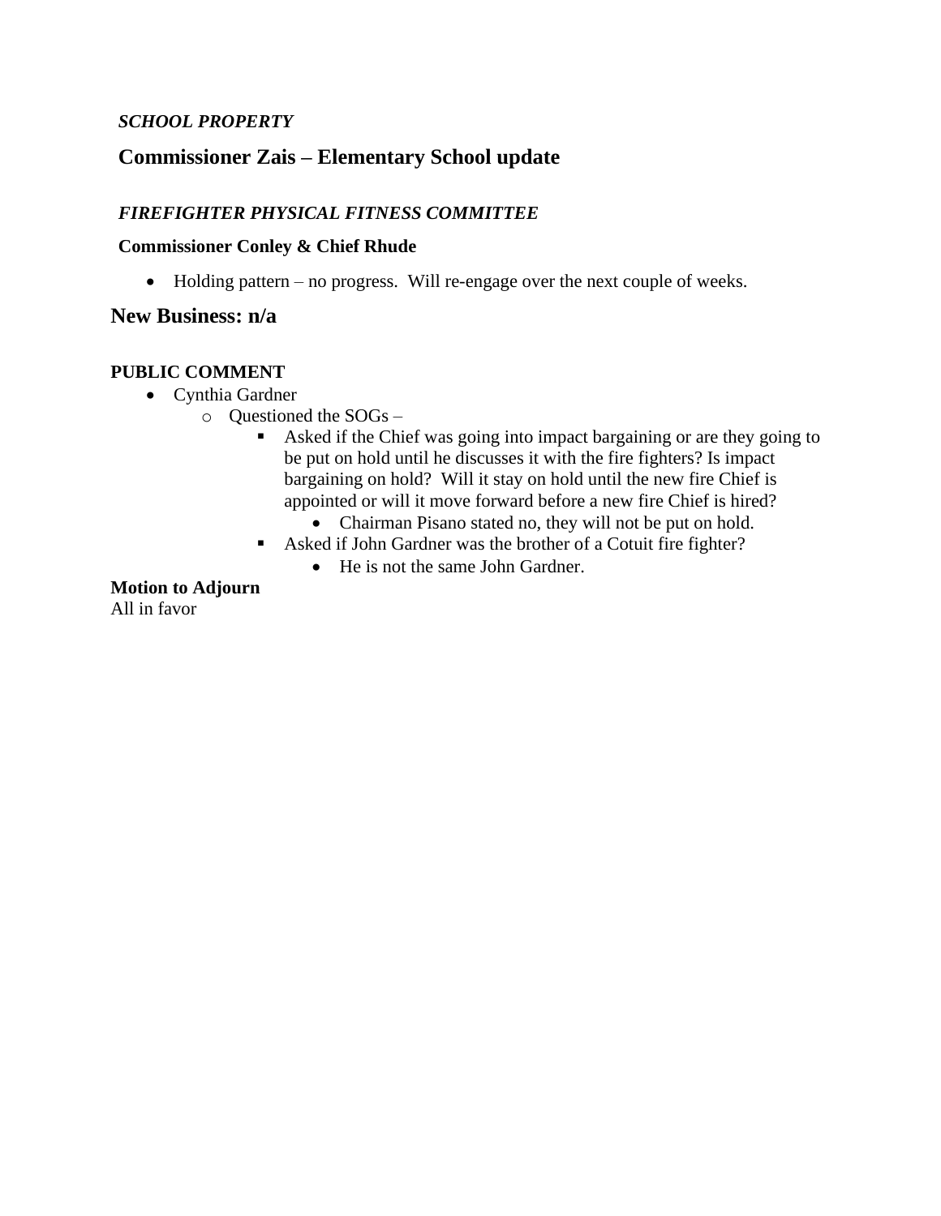***SCHOOL PROPERTY***

## Commissioner Zais – Elementary School update

***FIREFIGHTER PHYSICAL FITNESS COMMITTEE***

**Commissioner Conley & Chief Rhude**

- Holding pattern – no progress. Will re-engage over the next couple of weeks.

## New Business: n/a

**PUBLIC COMMENT**

- Cynthia Gardner
  - Questioned the SOGs –
    - Asked if the Chief was going into impact bargaining or are they going to be put on hold until he discusses it with the fire fighters? Is impact bargaining on hold? Will it stay on hold until the new fire Chief is appointed or will it move forward before a new fire Chief is hired?
      - Chairman Pisano stated no, they will not be put on hold.
    - Asked if John Gardner was the brother of a Cotuit fire fighter?
      - He is not the same John Gardner.

**Motion to Adjourn**
All in favor